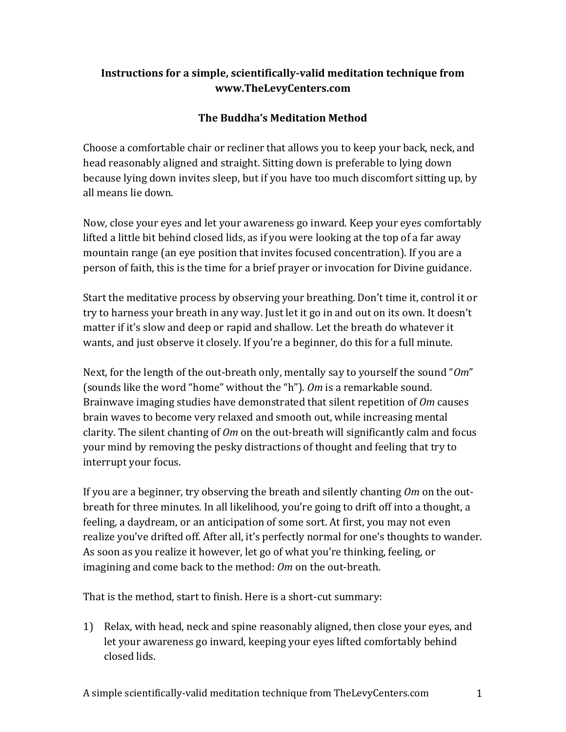**Instructions for a simple, scientifically-valid meditation technique from www.TheLevyCenters.com**

**The Buddha's Meditation Method**

Choose a comfortable chair or recliner that allows you to keep your back, neck, and head reasonably aligned and straight. Sitting down is preferable to lying down because lying down invites sleep, but if you have too much discomfort sitting up, by all means lie down.

Now, close your eyes and let your awareness go inward. Keep your eyes comfortably lifted a little bit behind closed lids, as if you were looking at the top of a far away mountain range (an eye position that invites focused concentration). If you are a person of faith, this is the time for a brief prayer or invocation for Divine guidance.

Start the meditative process by observing your breathing. Don't time it, control it or try to harness your breath in any way. Just let it go in and out on its own. It doesn't matter if it's slow and deep or rapid and shallow. Let the breath do whatever it wants, and just observe it closely. If you're a beginner, do this for a full minute.

Next, for the length of the out-breath only, mentally say to yourself the sound "*Om*" (sounds like the word "home" without the "h"). *Om* is a remarkable sound. Brainwave imaging studies have demonstrated that silent repetition of *Om* causes brain waves to become very relaxed and smooth out, while increasing mental clarity. The silent chanting of *Om* on the out-breath will significantly calm and focus your mind by removing the pesky distractions of thought and feeling that try to interrupt your focus.

If you are a beginner, try observing the breath and silently chanting *Om* on the out-breath for three minutes. In all likelihood, you're going to drift off into a thought, a feeling, a daydream, or an anticipation of some sort. At first, you may not even realize you've drifted off. After all, it's perfectly normal for one's thoughts to wander. As soon as you realize it however, let go of what you're thinking, feeling, or imagining and come back to the method: *Om* on the out-breath.

That is the method, start to finish. Here is a short-cut summary:

1) Relax, with head, neck and spine reasonably aligned, then close your eyes, and let your awareness go inward, keeping your eyes lifted comfortably behind closed lids.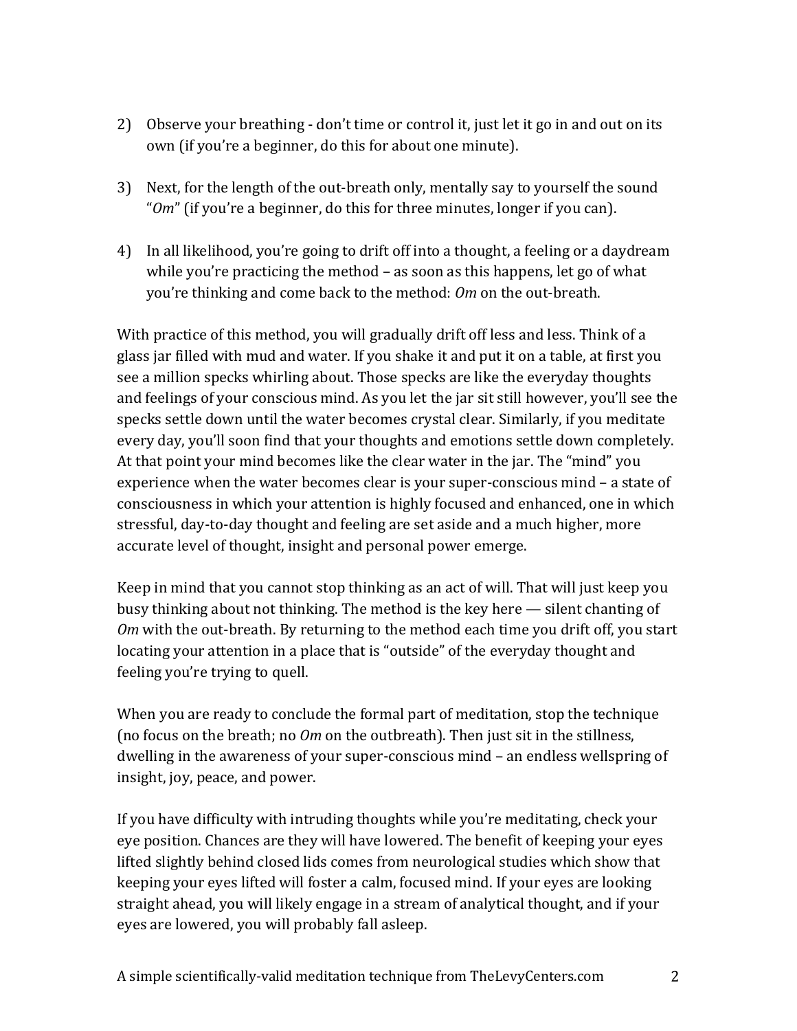2) Observe your breathing - don't time or control it, just let it go in and out on its own (if you're a beginner, do this for about one minute).

3) Next, for the length of the out-breath only, mentally say to yourself the sound "*Om*" (if you're a beginner, do this for three minutes, longer if you can).

4) In all likelihood, you're going to drift off into a thought, a feeling or a daydream while you're practicing the method – as soon as this happens, let go of what you're thinking and come back to the method: *Om* on the out-breath.

With practice of this method, you will gradually drift off less and less. Think of a glass jar filled with mud and water. If you shake it and put it on a table, at first you see a million specks whirling about. Those specks are like the everyday thoughts and feelings of your conscious mind. As you let the jar sit still however, you'll see the specks settle down until the water becomes crystal clear. Similarly, if you meditate every day, you'll soon find that your thoughts and emotions settle down completely. At that point your mind becomes like the clear water in the jar. The "mind" you experience when the water becomes clear is your super-conscious mind – a state of consciousness in which your attention is highly focused and enhanced, one in which stressful, day-to-day thought and feeling are set aside and a much higher, more accurate level of thought, insight and personal power emerge.

Keep in mind that you cannot stop thinking as an act of will. That will just keep you busy thinking about not thinking. The method is the key here — silent chanting of *Om* with the out-breath. By returning to the method each time you drift off, you start locating your attention in a place that is "outside" of the everyday thought and feeling you're trying to quell.

When you are ready to conclude the formal part of meditation, stop the technique (no focus on the breath; no *Om* on the outbreath). Then just sit in the stillness, dwelling in the awareness of your super-conscious mind – an endless wellspring of insight, joy, peace, and power.

If you have difficulty with intruding thoughts while you're meditating, check your eye position. Chances are they will have lowered. The benefit of keeping your eyes lifted slightly behind closed lids comes from neurological studies which show that keeping your eyes lifted will foster a calm, focused mind. If your eyes are looking straight ahead, you will likely engage in a stream of analytical thought, and if your eyes are lowered, you will probably fall asleep.